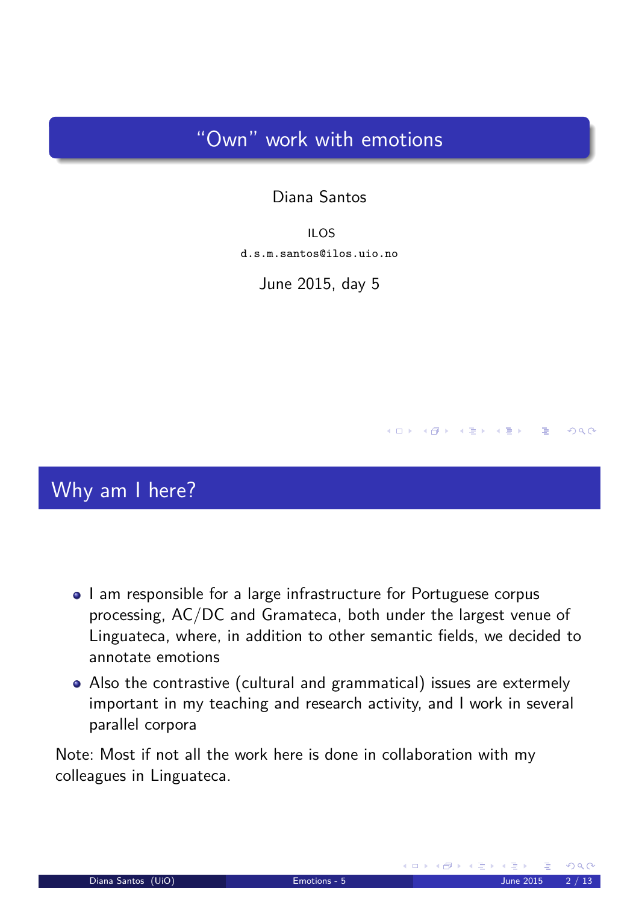# "Own" work with emotions

Diana Santos

ILOS

d.s.m.santos@ilos.uio.no

June 2015, day 5

## Why am I here?

- I am responsible for a large infrastructure for Portuguese corpus processing, AC/DC and Gramateca, both under the largest venue of Linguateca, where, in addition to other semantic fields, we decided to annotate emotions
- Also the contrastive (cultural and grammatical) issues are extermely important in my teaching and research activity, and I work in several parallel corpora

Note: Most if not all the work here is done in collaboration with my colleagues in Linguateca.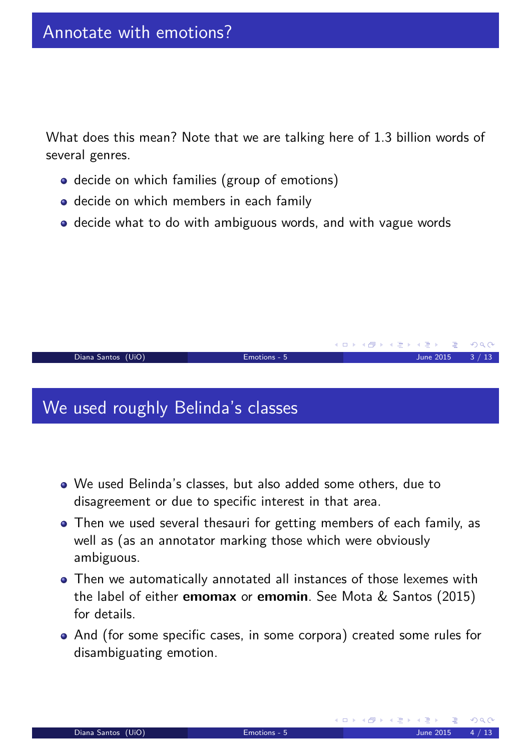## Annotate with emotions?

What does this mean? Note that we are talking here of 1.3 billion words of several genres.

- decide on which families (group of emotions)
- decide on which members in each family
- decide what to do with ambiguous words, and with vague words

## We used roughly Belinda's classes

- We used Belinda's classes, but also added some others, due to disagreement or due to specific interest in that area.
- Then we used several thesauri for getting members of each family, as well as (as an annotator marking those which were obviously ambiguous.
- Then we automatically annotated all instances of those lexemes with the label of either **emomax** or **emomin**. See Mota & Santos (2015) for details.
- And (for some specific cases, in some corpora) created some rules for disambiguating emotion.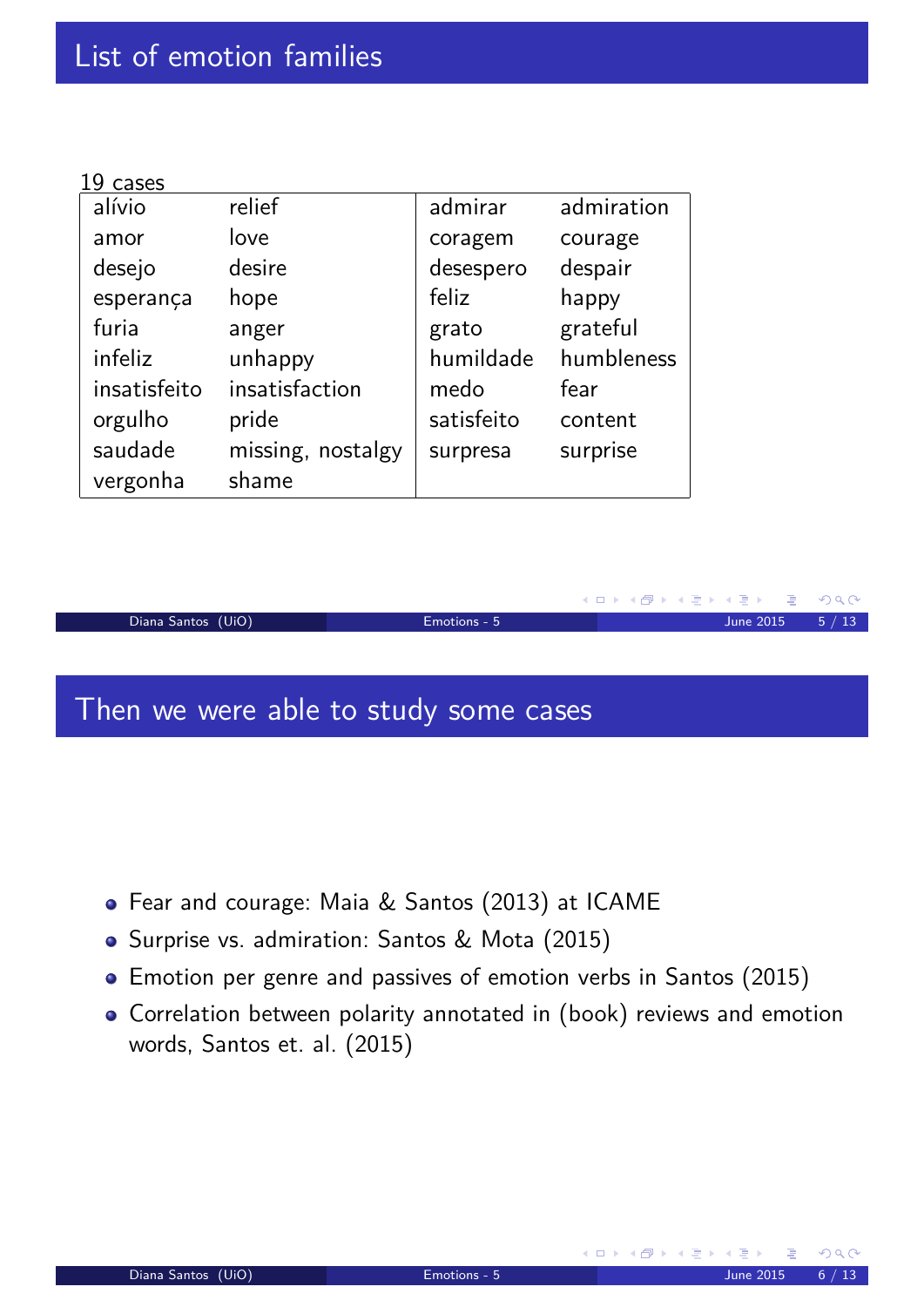## List of emotion families

19 cases

| | | | |
|---|---|---|---|
| alívio | relief | admirar | admiration |
| amor | love | coragem | courage |
| desejo | desire | desespero | despair |
| esperança | hope | feliz | happy |
| furia | anger | grato | grateful |
| infeliz | unhappy | humildade | humbleness |
| insatisfeito | insatisfaction | medo | fear |
| orgulho | pride | satisfeito | content |
| saudade | missing, nostalgy | surpresa | surprise |
| vergonha | shame | | |

## Then we were able to study some cases

- Fear and courage: Maia & Santos (2013) at ICAME
- Surprise vs. admiration: Santos & Mota (2015)
- Emotion per genre and passives of emotion verbs in Santos (2015)
- Correlation between polarity annotated in (book) reviews and emotion words, Santos et. al. (2015)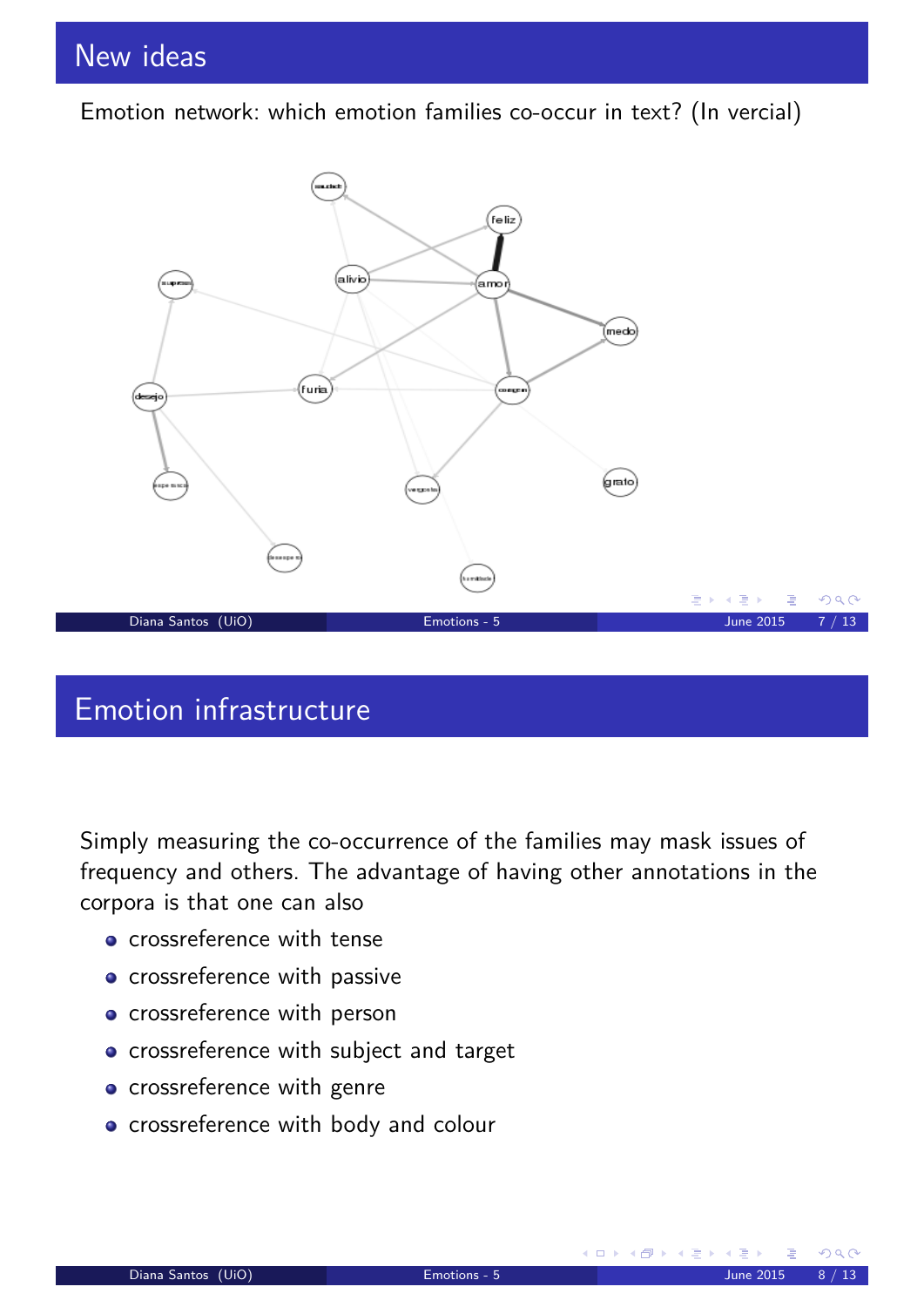## New ideas

Emotion network: which emotion families co-occur in text? (In vercial)

## Emotion infrastructure

Simply measuring the co-occurrence of the families may mask issues of frequency and others. The advantage of having other annotations in the corpora is that one can also

- crossreference with tense
- crossreference with passive
- crossreference with person
- crossreference with subject and target
- crossreference with genre
- crossreference with body and colour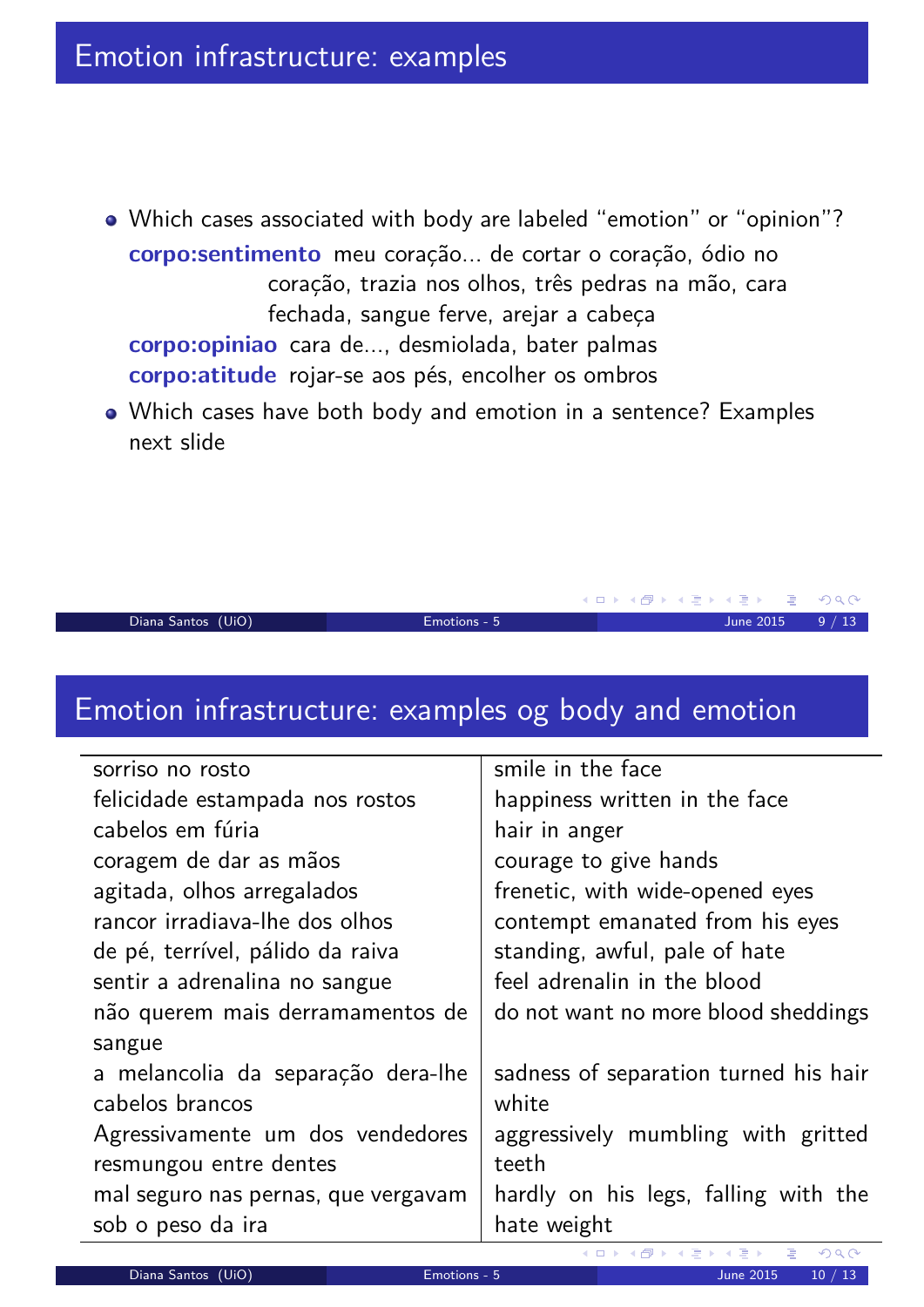## Emotion infrastructure: examples

- Which cases associated with body are labeled "emotion" or "opinion"?

  **corpo:sentimento** meu coração... de cortar o coração, ódio no coração, trazia nos olhos, três pedras na mão, cara fechada, sangue ferve, arejar a cabeça

  **corpo:opiniao** cara de..., desmiolada, bater palmas

  **corpo:atitude** rojar-se aos pés, encolher os ombros

- Which cases have both body and emotion in a sentence? Examples next slide

## Emotion infrastructure: examples og body and emotion

| | |
|---|---|
| sorriso no rosto | smile in the face |
| felicidade estampada nos rostos | happiness written in the face |
| cabelos em fúria | hair in anger |
| coragem de dar as mãos | courage to give hands |
| agitada, olhos arregalados | frenetic, with wide-opened eyes |
| rancor irradiava-lhe dos olhos | contempt emanated from his eyes |
| de pé, terrível, pálido da raiva | standing, awful, pale of hate |
| sentir a adrenalina no sangue | feel adrenalin in the blood |
| não querem mais derramamentos de sangue | do not want no more blood sheddings |
| a melancolia da separação dera-lhe cabelos brancos | sadness of separation turned his hair white |
| Agressivamente um dos vendedores resmungou entre dentes | aggressively mumbling with gritted teeth |
| mal seguro nas pernas, que vergavam sob o peso da ira | hardly on his legs, falling with the hate weight |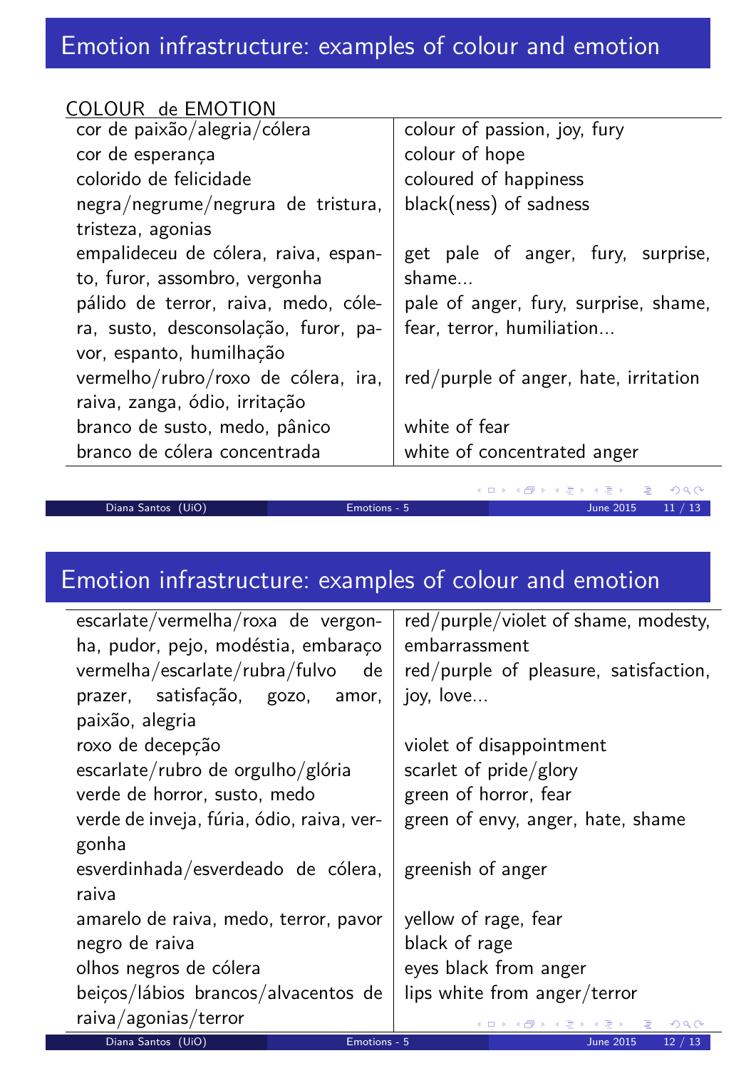## Emotion infrastructure: examples of colour and emotion

| COLOUR de EMOTION | |
|---|---|
| cor de paixão/alegria/cólera | colour of passion, joy, fury |
| cor de esperança | colour of hope |
| colorido de felicidade | coloured of happiness |
| negra/negrume/negrura de tristura, tristeza, agonias | black(ness) of sadness |
| empalideceu de cólera, raiva, espanto, furor, assombro, vergonha | get pale of anger, fury, surprise, shame... |
| pálido de terror, raiva, medo, cólera, susto, desconsolação, furor, pavor, espanto, humilhação | pale of anger, fury, surprise, shame, fear, terror, humiliation... |
| vermelho/rubro/roxo de cólera, ira, raiva, zanga, ódio, irritação | red/purple of anger, hate, irritation |
| branco de susto, medo, pânico | white of fear |
| branco de cólera concentrada | white of concentrated anger |

## Emotion infrastructure: examples of colour and emotion

| | |
|---|---|
| escarlate/vermelha/roxa de vergonha, pudor, pejo, modéstia, embaraço | red/purple/violet of shame, modesty, embarrassment |
| vermelha/escarlate/rubra/fulvo de prazer, satisfação, gozo, amor, paixão, alegria | red/purple of pleasure, satisfaction, joy, love... |
| roxo de decepção | violet of disappointment |
| escarlate/rubro de orgulho/glória | scarlet of pride/glory |
| verde de horror, susto, medo | green of horror, fear |
| verde de inveja, fúria, ódio, raiva, vergonha | green of envy, anger, hate, shame |
| esverdinhada/esverdeado de cólera, raiva | greenish of anger |
| amarelo de raiva, medo, terror, pavor | yellow of rage, fear |
| negro de raiva | black of rage |
| olhos negros de cólera | eyes black from anger |
| beiços/lábios brancos/alvacentos de raiva/agonias/terror | lips white from anger/terror |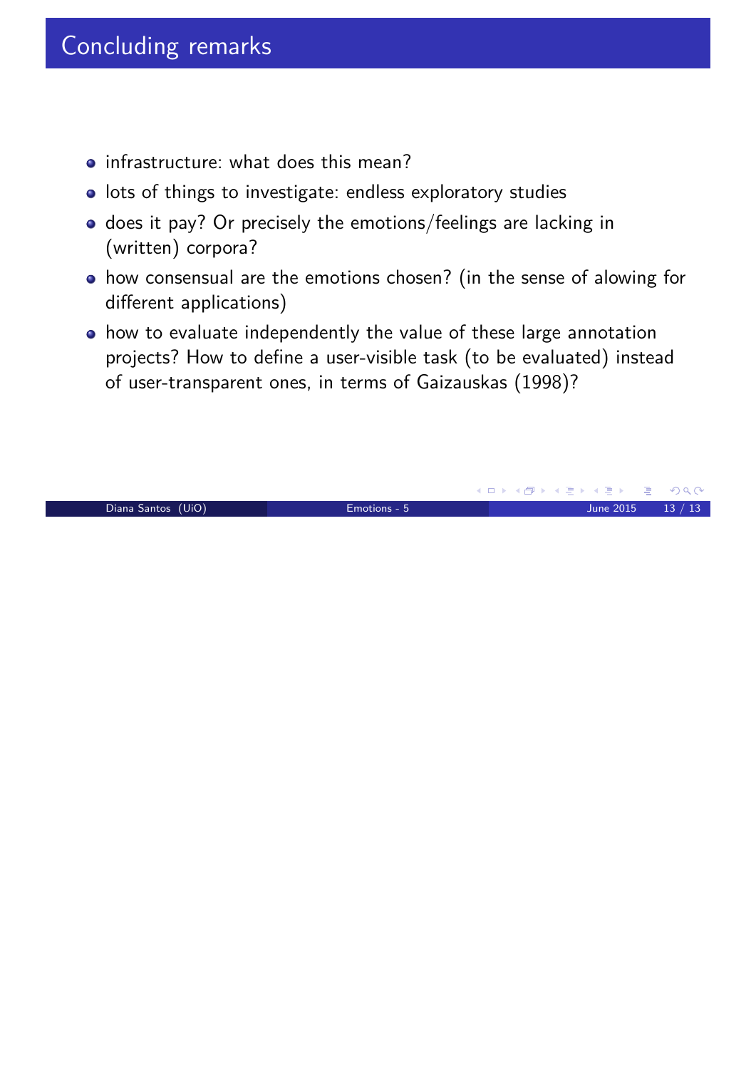# Concluding remarks

- infrastructure: what does this mean?
- lots of things to investigate: endless exploratory studies
- does it pay? Or precisely the emotions/feelings are lacking in (written) corpora?
- how consensual are the emotions chosen? (in the sense of alowing for different applications)
- how to evaluate independently the value of these large annotation projects? How to define a user-visible task (to be evaluated) instead of user-transparent ones, in terms of Gaizauskas (1998)?